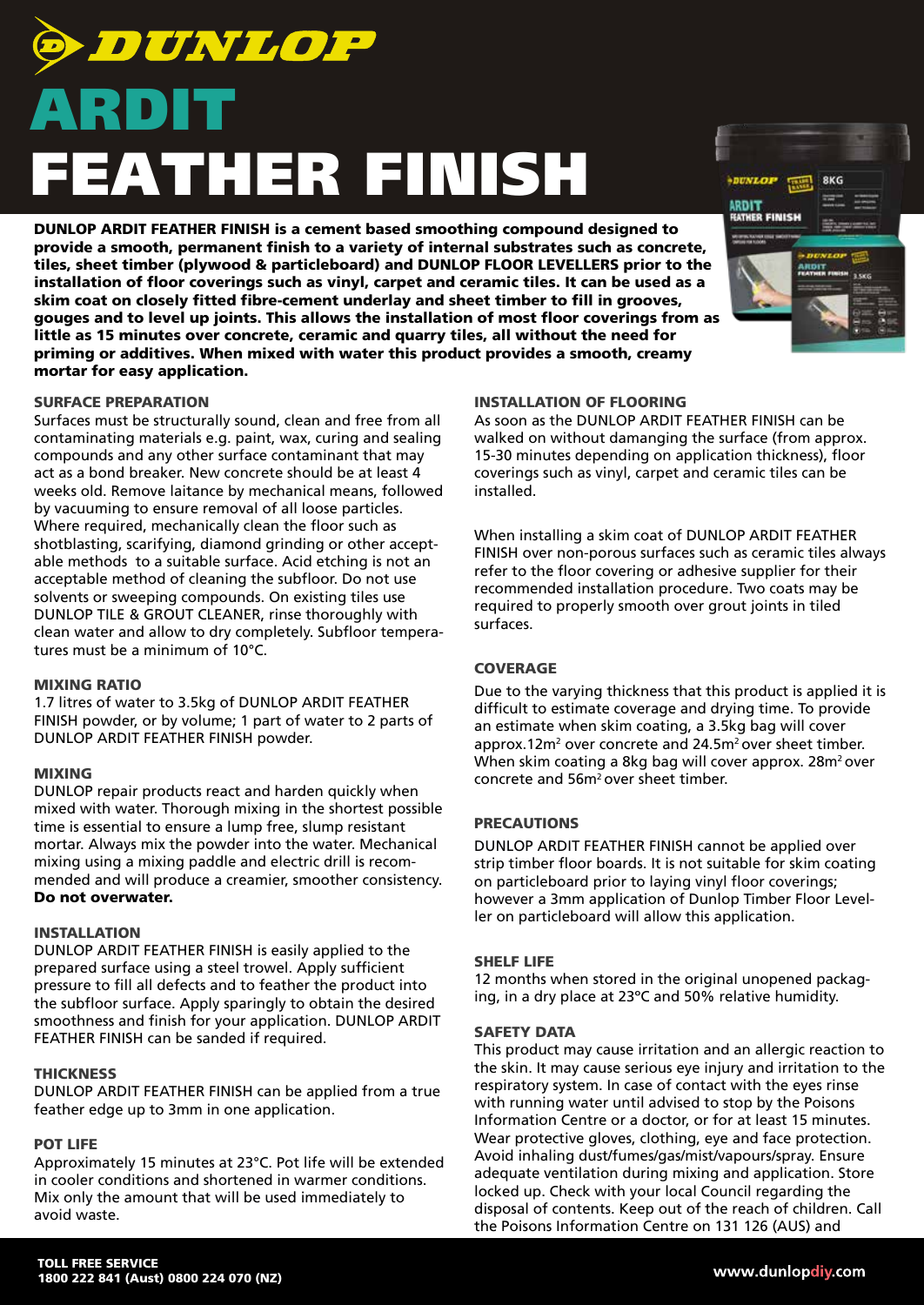# DUNLOP

# ARDIT FEATHER FINISH

**DUNLOP ARDIT FEATHER FINISH is a cement based smoothing compound designed to provide a smooth, permanent finish to a variety of internal substrates such as concrete, tiles, sheet timber (plywood & particleboard) and DUNLOP FLOOR LEVELLERS prior to the installation of floor coverings such as vinyl, carpet and ceramic tiles. It can be used as a skim coat on closely fitted fibre-cement underlay and sheet timber to fill in grooves, gouges and to level up joints. This allows the installation of most floor coverings from as little as 15 minutes over concrete, ceramic and quarry tiles, all without the need for priming or additives. When mixed with water this product provides a smooth, creamy mortar for easy application.**

### SURFACE PREPARATION

Surfaces must be structurally sound, clean and free from all contaminating materials e.g. paint, wax, curing and sealing compounds and any other surface contaminant that may act as a bond breaker. New concrete should be at least 4 weeks old. Remove laitance by mechanical means, followed by vacuuming to ensure removal of all loose particles. Where required, mechanically clean the floor such as shotblasting, scarifying, diamond grinding or other acceptable methods to a suitable surface. Acid etching is not an acceptable method of cleaning the subfloor. Do not use solvents or sweeping compounds. On existing tiles use DUNLOP TILE & GROUT CLEANER, rinse thoroughly with clean water and allow to dry completely. Subfloor temperatures must be a minimum of 10°C.

### MIXING RATIO

1.7 litres of water to 3.5kg of DUNLOP ARDIT FEATHER FINISH powder, or by volume; 1 part of water to 2 parts of DUNLOP ARDIT FEATHER FINISH powder.

### MIXING

DUNLOP repair products react and harden quickly when mixed with water. Thorough mixing in the shortest possible time is essential to ensure a lump free, slump resistant mortar. Always mix the powder into the water. Mechanical mixing using a mixing paddle and electric drill is recommended and will produce a creamier, smoother consistency. **Do not overwater.**

### INSTALLATION

DUNLOP ARDIT FEATHER FINISH is easily applied to the prepared surface using a steel trowel. Apply sufficient pressure to fill all defects and to feather the product into the subfloor surface. Apply sparingly to obtain the desired smoothness and finish for your application. DUNLOP ARDIT FEATHER FINISH can be sanded if required.

### THICKNESS

DUNLOP ARDIT FEATHER FINISH can be applied from a true feather edge up to 3mm in one application.

### POT LIFE

Approximately 15 minutes at 23°C. Pot life will be extended in cooler conditions and shortened in warmer conditions. Mix only the amount that will be used immediately to avoid waste.

### INSTALLATION OF FLOORING

As soon as the DUNLOP ARDIT FEATHER FINISH can be walked on without damanging the surface (from approx. 15-30 minutes depending on application thickness), floor coverings such as vinyl, carpet and ceramic tiles can be installed.

When installing a skim coat of DUNLOP ARDIT FEATHER FINISH over non-porous surfaces such as ceramic tiles always refer to the floor covering or adhesive supplier for their recommended installation procedure. Two coats may be required to properly smooth over grout joints in tiled surfaces.

### COVERAGE

Due to the varying thickness that this product is applied it is difficult to estimate coverage and drying time. To provide an estimate when skim coating, a 3.5kg bag will cover approx.12m² over concrete and 24.5m² over sheet timber. When skim coating a 8kg bag will cover approx. 28m² over concrete and 56m² over sheet timber.

### PRECAUTIONS

DUNLOP ARDIT FEATHER FINISH cannot be applied over strip timber floor boards. It is not suitable for skim coating on particleboard prior to laying vinyl floor coverings; however a 3mm application of Dunlop Timber Floor Leveller on particleboard will allow this application.

### SHELF LIFE

12 months when stored in the original unopened packaging, in a dry place at 23°C and 50% relative humidity.

### SAFETY DATA

This product may cause irritation and an allergic reaction to the skin. It may cause serious eye injury and irritation to the respiratory system. In case of contact with the eyes rinse with running water until advised to stop by the Poisons Information Centre or a doctor, or for at least 15 minutes. Wear protective gloves, clothing, eye and face protection. Avoid inhaling dust/fumes/gas/mist/vapours/spray. Ensure adequate ventilation during mixing and application. Store locked up. Check with your local Council regarding the disposal of contents. Keep out of the reach of children. Call the Poisons Information Centre on 131 126 (AUS) and

**TOLL FREE SERVICE**
**1800 222 841 (Aust) 0800 224 070 (NZ)**

**www.dunlopdiy.com**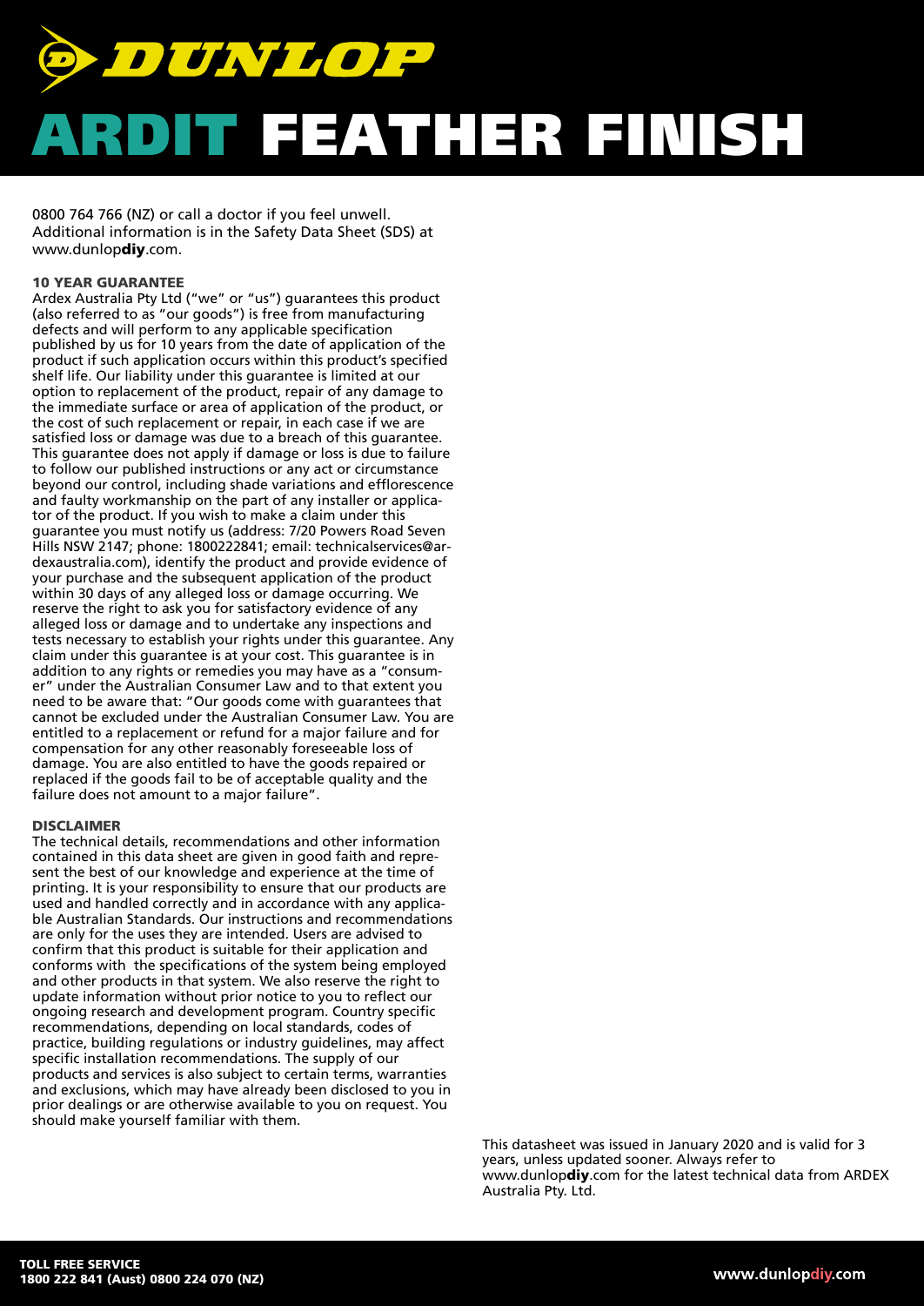0800 764 766 (NZ) or call a doctor if you feel unwell. Additional information is in the Safety Data Sheet (SDS) at www.dunlopdiy.com.

**10 YEAR GUARANTEE**

Ardex Australia Pty Ltd ("we" or "us") guarantees this product (also referred to as "our goods") is free from manufacturing defects and will perform to any applicable specification published by us for 10 years from the date of application of the product if such application occurs within this product's specified shelf life. Our liability under this guarantee is limited at our option to replacement of the product, repair of any damage to the immediate surface or area of application of the product, or the cost of such replacement or repair, in each case if we are satisfied loss or damage was due to a breach of this guarantee. This guarantee does not apply if damage or loss is due to failure to follow our published instructions or any act or circumstance beyond our control, including shade variations and efflorescence and faulty workmanship on the part of any installer or applicator of the product. If you wish to make a claim under this guarantee you must notify us (address: 7/20 Powers Road Seven Hills NSW 2147; phone: 1800222841; email: technicalservices@ardexaustralia.com), identify the product and provide evidence of your purchase and the subsequent application of the product within 30 days of any alleged loss or damage occurring. We reserve the right to ask you for satisfactory evidence of any alleged loss or damage and to undertake any inspections and tests necessary to establish your rights under this guarantee. Any claim under this guarantee is at your cost. This guarantee is in addition to any rights or remedies you may have as a "consumer" under the Australian Consumer Law and to that extent you need to be aware that: "Our goods come with guarantees that cannot be excluded under the Australian Consumer Law. You are entitled to a replacement or refund for a major failure and for compensation for any other reasonably foreseeable loss of damage. You are also entitled to have the goods repaired or replaced if the goods fail to be of acceptable quality and the failure does not amount to a major failure".

**DISCLAIMER**

The technical details, recommendations and other information contained in this data sheet are given in good faith and represent the best of our knowledge and experience at the time of printing. It is your responsibility to ensure that our products are used and handled correctly and in accordance with any applicable Australian Standards. Our instructions and recommendations are only for the uses they are intended. Users are advised to confirm that this product is suitable for their application and conforms with the specifications of the system being employed and other products in that system. We also reserve the right to update information without prior notice to you to reflect our ongoing research and development program. Country specific recommendations, depending on local standards, codes of practice, building regulations or industry guidelines, may affect specific installation recommendations. The supply of our products and services is also subject to certain terms, warranties and exclusions, which may have already been disclosed to you in prior dealings or are otherwise available to you on request. You should make yourself familiar with them.

This datasheet was issued in January 2020 and is valid for 3 years, unless updated sooner. Always refer to www.dunlopdiy.com for the latest technical data from ARDEX Australia Pty. Ltd.

**TOLL FREE SERVICE**
**1800 222 841 (Aust) 0800 224 070 (NZ)**

**www.dunlopdiy.com**